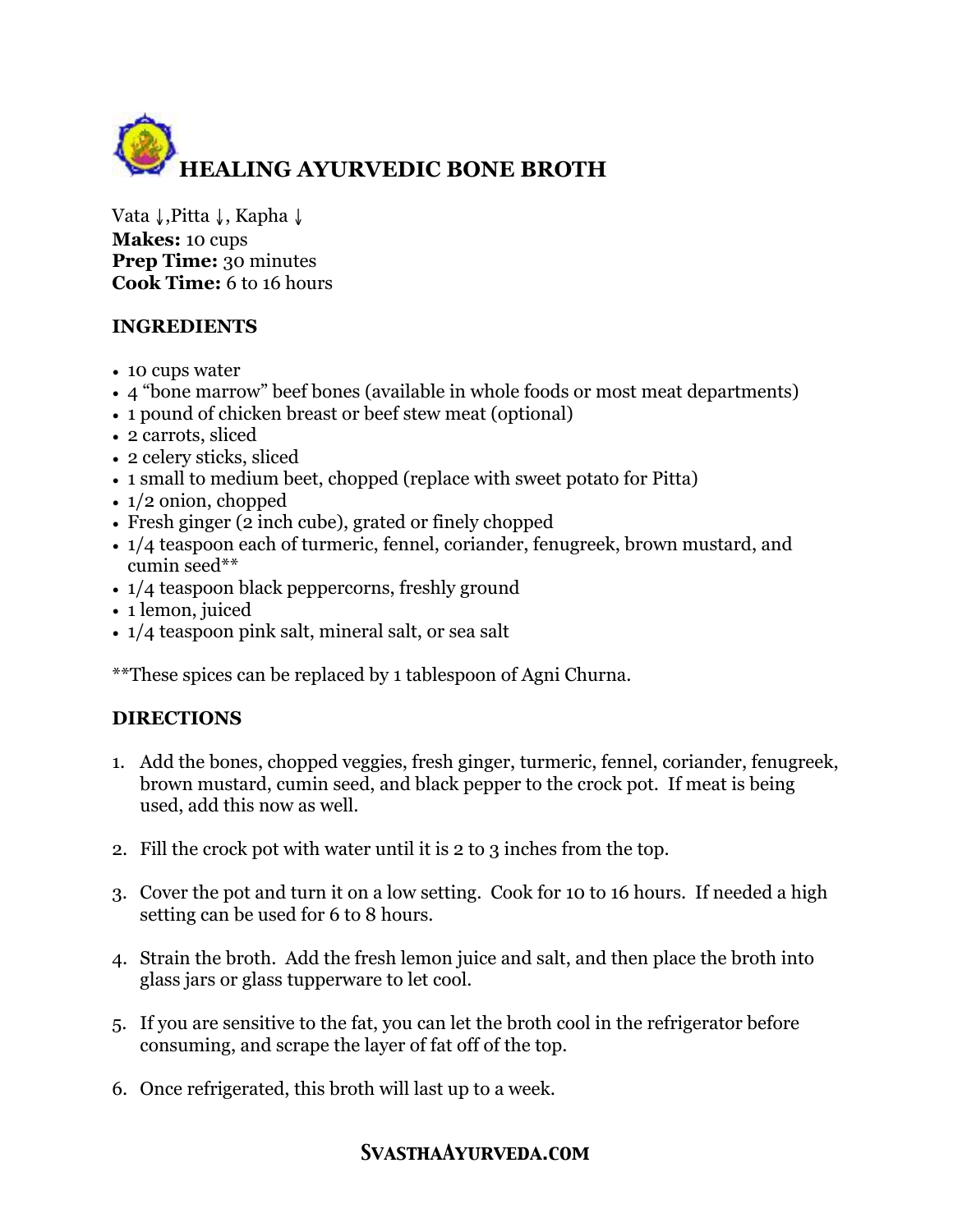# HEALING AYURVEDIC BONE BROTH

Vata ↓,Pitta ↓, Kapha ↓
**Makes:** 10 cups
**Prep Time:** 30 minutes
**Cook Time:** 6 to 16 hours

## INGREDIENTS

- 10 cups water
- 4 "bone marrow" beef bones (available in whole foods or most meat departments)
- 1 pound of chicken breast or beef stew meat (optional)
- 2 carrots, sliced
- 2 celery sticks, sliced
- 1 small to medium beet, chopped (replace with sweet potato for Pitta)
- 1/2 onion, chopped
- Fresh ginger (2 inch cube), grated or finely chopped
- 1/4 teaspoon each of turmeric, fennel, coriander, fenugreek, brown mustard, and cumin seed**
- 1/4 teaspoon black peppercorns, freshly ground
- 1 lemon, juiced
- 1/4 teaspoon pink salt, mineral salt, or sea salt

**These spices can be replaced by 1 tablespoon of Agni Churna.

## DIRECTIONS

1. Add the bones, chopped veggies, fresh ginger, turmeric, fennel, coriander, fenugreek, brown mustard, cumin seed, and black pepper to the crock pot. If meat is being used, add this now as well.

2. Fill the crock pot with water until it is 2 to 3 inches from the top.

3. Cover the pot and turn it on a low setting. Cook for 10 to 16 hours. If needed a high setting can be used for 6 to 8 hours.

4. Strain the broth. Add the fresh lemon juice and salt, and then place the broth into glass jars or glass tupperware to let cool.

5. If you are sensitive to the fat, you can let the broth cool in the refrigerator before consuming, and scrape the layer of fat off of the top.

6. Once refrigerated, this broth will last up to a week.

**SvasthaAyurveda.com**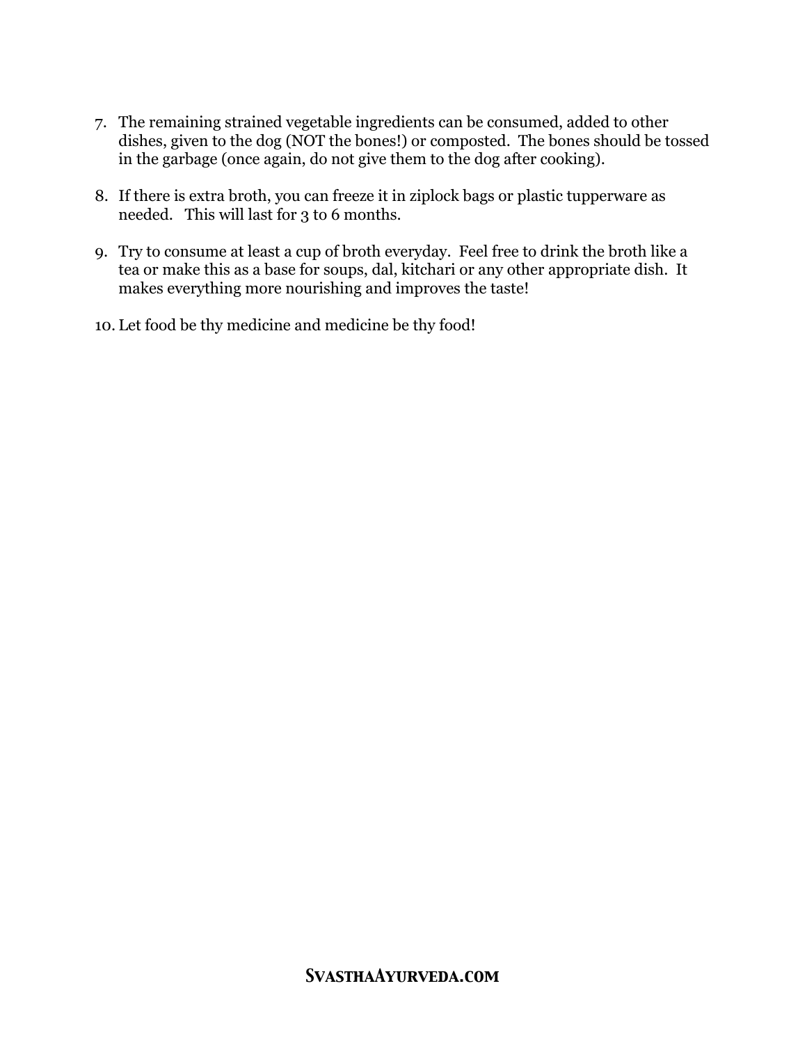7. The remaining strained vegetable ingredients can be consumed, added to other dishes, given to the dog (NOT the bones!) or composted. The bones should be tossed in the garbage (once again, do not give them to the dog after cooking).

8. If there is extra broth, you can freeze it in ziplock bags or plastic tupperware as needed. This will last for 3 to 6 months.

9. Try to consume at least a cup of broth everyday. Feel free to drink the broth like a tea or make this as a base for soups, dal, kitchari or any other appropriate dish. It makes everything more nourishing and improves the taste!

10. Let food be thy medicine and medicine be thy food!